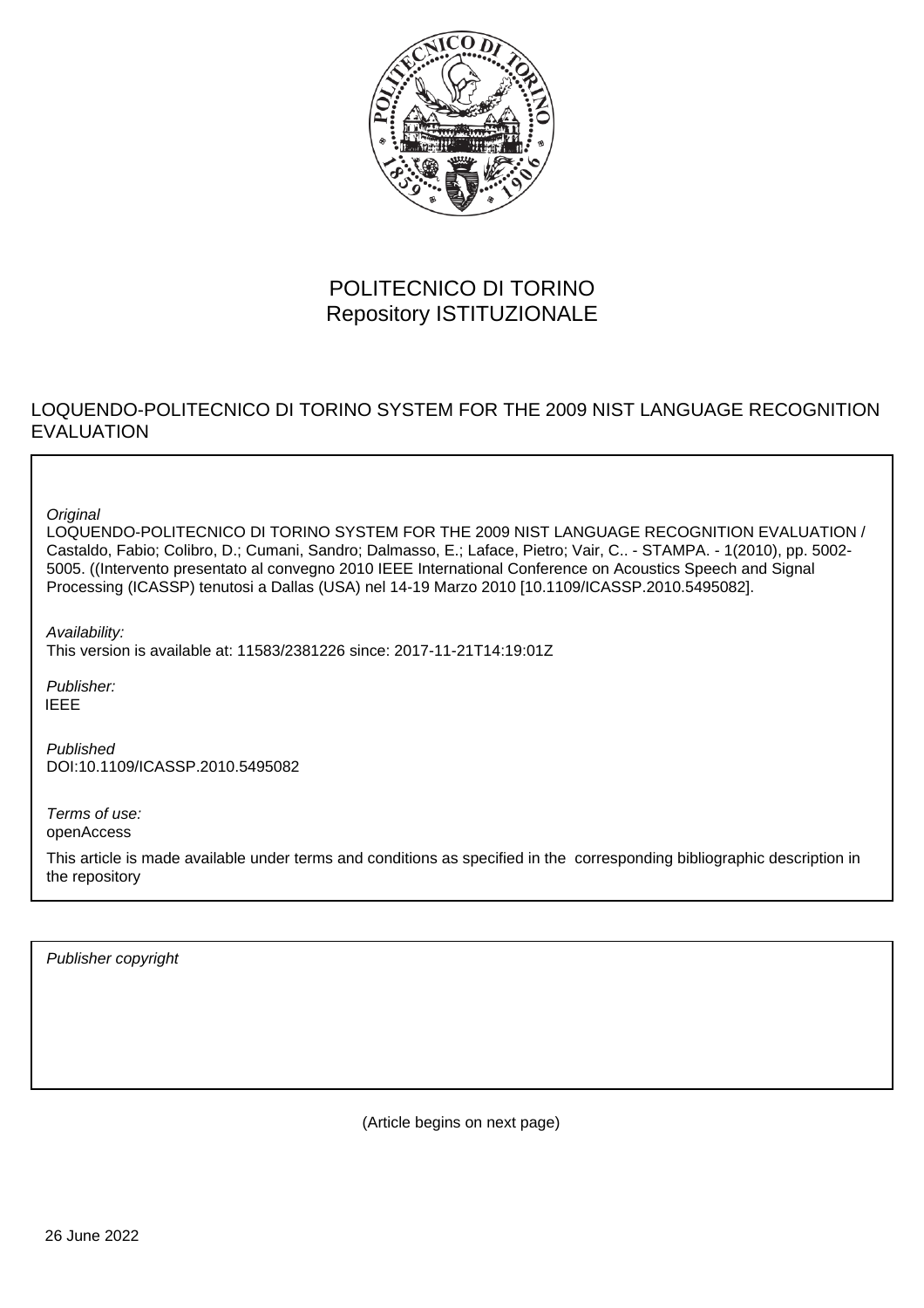POLITECNICO DI TORINO
Repository ISTITUZIONALE

LOQUENDO-POLITECNICO DI TORINO SYSTEM FOR THE 2009 NIST LANGUAGE RECOGNITION EVALUATION

*Original*
LOQUENDO-POLITECNICO DI TORINO SYSTEM FOR THE 2009 NIST LANGUAGE RECOGNITION EVALUATION / Castaldo, Fabio; Colibro, D.; Cumani, Sandro; Dalmasso, E.; Laface, Pietro; Vair, C.. - STAMPA. - 1(2010), pp. 5002-5005. ((Intervento presentato al convegno 2010 IEEE International Conference on Acoustics Speech and Signal Processing (ICASSP) tenutosi a Dallas (USA) nel 14-19 Marzo 2010 [10.1109/ICASSP.2010.5495082].

*Availability:*
This version is available at: 11583/2381226 since: 2017-11-21T14:19:01Z

*Publisher:*
IEEE

*Published*
DOI:10.1109/ICASSP.2010.5495082

*Terms of use:*
openAccess

This article is made available under terms and conditions as specified in the corresponding bibliographic description in the repository

*Publisher copyright*

(Article begins on next page)

26 June 2022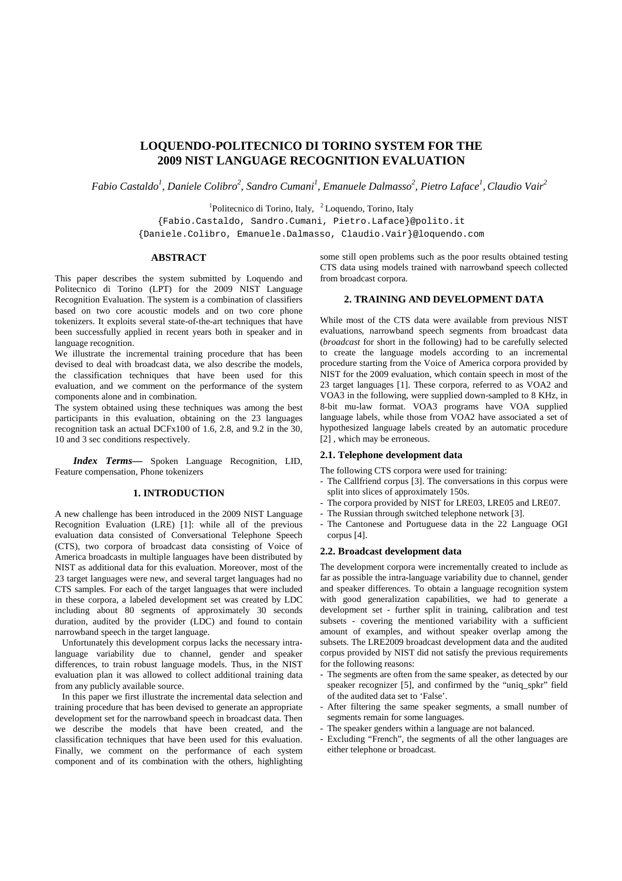# LOQUENDO-POLITECNICO DI TORINO SYSTEM FOR THE 2009 NIST LANGUAGE RECOGNITION EVALUATION

*Fabio Castaldo[1], Daniele Colibro[2], Sandro Cumani[1], Emanuele Dalmasso[2], Pietro Laface[1], Claudio Vair[2]*

[1]Politecnico di Torino, Italy, [2] Loquendo, Torino, Italy

{Fabio.Castaldo, Sandro.Cumani, Pietro.Laface}@polito.it

{Daniele.Colibro, Emanuele.Dalmasso, Claudio.Vair}@loquendo.com

## ABSTRACT

This paper describes the system submitted by Loquendo and Politecnico di Torino (LPT) for the 2009 NIST Language Recognition Evaluation. The system is a combination of classifiers based on two core acoustic models and on two core phone tokenizers. It exploits several state-of-the-art techniques that have been successfully applied in recent years both in speaker and in language recognition.

We illustrate the incremental training procedure that has been devised to deal with broadcast data, we also describe the models, the classification techniques that have been used for this evaluation, and we comment on the performance of the system components alone and in combination.

The system obtained using these techniques was among the best participants in this evaluation, obtaining on the 23 languages recognition task an actual DCFx100 of 1.6, 2.8, and 9.2 in the 30, 10 and 3 sec conditions respectively.

***Index Terms***— Spoken Language Recognition, LID, Feature compensation, Phone tokenizers

## 1. INTRODUCTION

A new challenge has been introduced in the 2009 NIST Language Recognition Evaluation (LRE) [1]: while all of the previous evaluation data consisted of Conversational Telephone Speech (CTS), two corpora of broadcast data consisting of Voice of America broadcasts in multiple languages have been distributed by NIST as additional data for this evaluation. Moreover, most of the 23 target languages were new, and several target languages had no CTS samples. For each of the target languages that were included in these corpora, a labeled development set was created by LDC including about 80 segments of approximately 30 seconds duration, audited by the provider (LDC) and found to contain narrowband speech in the target language.

Unfortunately this development corpus lacks the necessary intra-language variability due to channel, gender and speaker differences, to train robust language models. Thus, in the NIST evaluation plan it was allowed to collect additional training data from any publicly available source.

In this paper we first illustrate the incremental data selection and training procedure that has been devised to generate an appropriate development set for the narrowband speech in broadcast data. Then we describe the models that have been created, and the classification techniques that have been used for this evaluation. Finally, we comment on the performance of each system component and of its combination with the others, highlighting some still open problems such as the poor results obtained testing CTS data using models trained with narrowband speech collected from broadcast corpora.

## 2. TRAINING AND DEVELOPMENT DATA

While most of the CTS data were available from previous NIST evaluations, narrowband speech segments from broadcast data (*broadcast* for short in the following) had to be carefully selected to create the language models according to an incremental procedure starting from the Voice of America corpora provided by NIST for the 2009 evaluation, which contain speech in most of the 23 target languages [1]. These corpora, referred to as VOA2 and VOA3 in the following, were supplied down-sampled to 8 KHz, in 8-bit mu-law format. VOA3 programs have VOA supplied language labels, while those from VOA2 have associated a set of hypothesized language labels created by an automatic procedure [2] , which may be erroneous.

### 2.1. Telephone development data

The following CTS corpora were used for training:

- The Callfriend corpus [3]. The conversations in this corpus were split into slices of approximately 150s.
- The corpora provided by NIST for LRE03, LRE05 and LRE07.
- The Russian through switched telephone network [3].
- The Cantonese and Portuguese data in the 22 Language OGI corpus [4].

### 2.2. Broadcast development data

The development corpora were incrementally created to include as far as possible the intra-language variability due to channel, gender and speaker differences. To obtain a language recognition system with good generalization capabilities, we had to generate a development set - further split in training, calibration and test subsets - covering the mentioned variability with a sufficient amount of examples, and without speaker overlap among the subsets. The LRE2009 broadcast development data and the audited corpus provided by NIST did not satisfy the previous requirements for the following reasons:

- The segments are often from the same speaker, as detected by our speaker recognizer [5], and confirmed by the "uniq_spkr" field of the audited data set to 'False'.
- After filtering the same speaker segments, a small number of segments remain for some languages.
- The speaker genders within a language are not balanced.
- Excluding "French", the segments of all the other languages are either telephone or broadcast.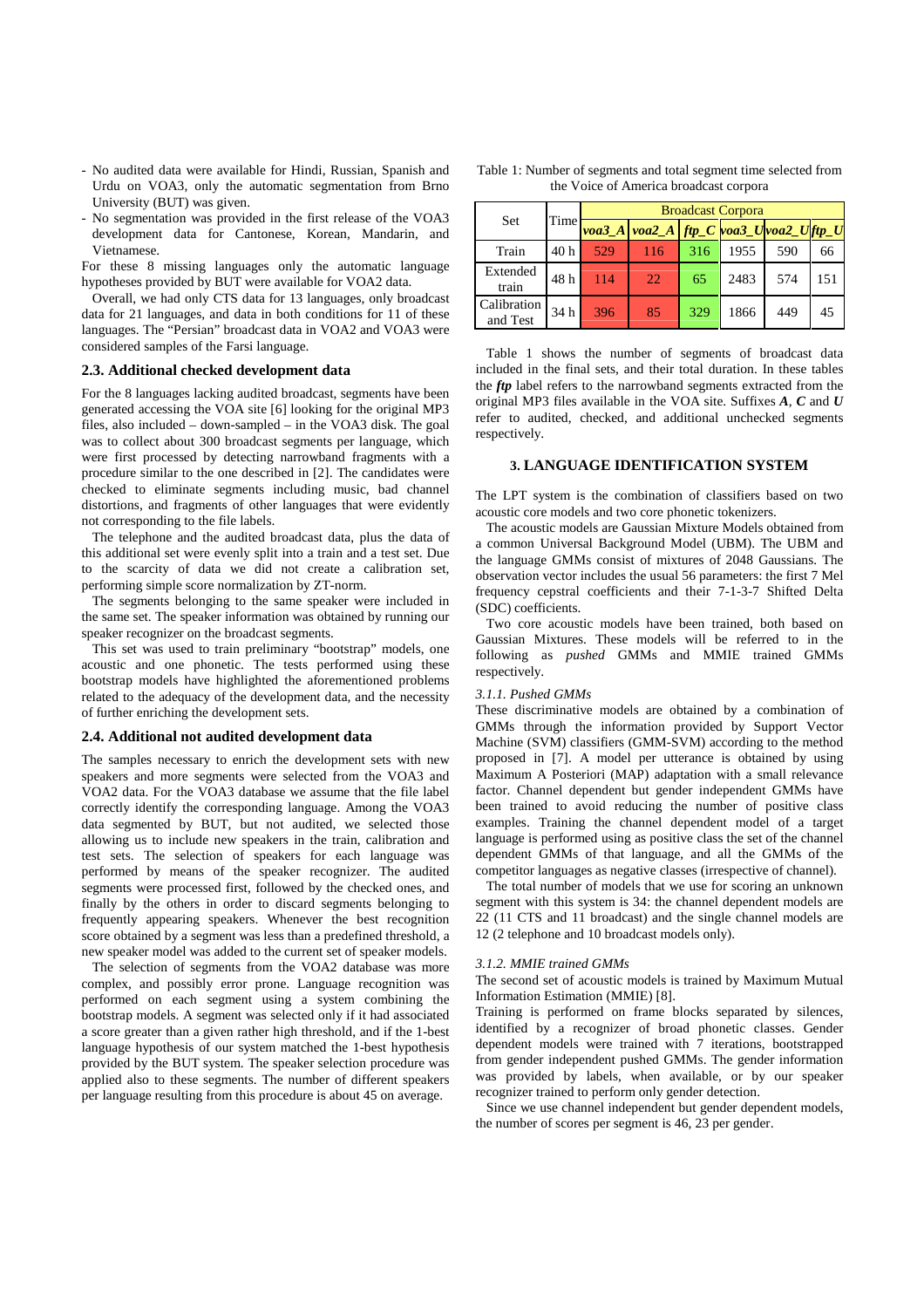- No audited data were available for Hindi, Russian, Spanish and Urdu on VOA3, only the automatic segmentation from Brno University (BUT) was given.
- No segmentation was provided in the first release of the VOA3 development data for Cantonese, Korean, Mandarin, and Vietnamese.

For these 8 missing languages only the automatic language hypotheses provided by BUT were available for VOA2 data.

Overall, we had only CTS data for 13 languages, only broadcast data for 21 languages, and data in both conditions for 11 of these languages. The "Persian" broadcast data in VOA2 and VOA3 were considered samples of the Farsi language.

### 2.3. Additional checked development data

For the 8 languages lacking audited broadcast, segments have been generated accessing the VOA site [6] looking for the original MP3 files, also included – down-sampled – in the VOA3 disk. The goal was to collect about 300 broadcast segments per language, which were first processed by detecting narrowband fragments with a procedure similar to the one described in [2]. The candidates were checked to eliminate segments including music, bad channel distortions, and fragments of other languages that were evidently not corresponding to the file labels.

The telephone and the audited broadcast data, plus the data of this additional set were evenly split into a train and a test set. Due to the scarcity of data we did not create a calibration set, performing simple score normalization by ZT-norm.

The segments belonging to the same speaker were included in the same set. The speaker information was obtained by running our speaker recognizer on the broadcast segments.

This set was used to train preliminary "bootstrap" models, one acoustic and one phonetic. The tests performed using these bootstrap models have highlighted the aforementioned problems related to the adequacy of the development data, and the necessity of further enriching the development sets.

### 2.4. Additional not audited development data

The samples necessary to enrich the development sets with new speakers and more segments were selected from the VOA3 and VOA2 data. For the VOA3 database we assume that the file label correctly identify the corresponding language. Among the VOA3 data segmented by BUT, but not audited, we selected those allowing us to include new speakers in the train, calibration and test sets. The selection of speakers for each language was performed by means of the speaker recognizer. The audited segments were processed first, followed by the checked ones, and finally by the others in order to discard segments belonging to frequently appearing speakers. Whenever the best recognition score obtained by a segment was less than a predefined threshold, a new speaker model was added to the current set of speaker models.

The selection of segments from the VOA2 database was more complex, and possibly error prone. Language recognition was performed on each segment using a system combining the bootstrap models. A segment was selected only if it had associated a score greater than a given rather high threshold, and if the 1-best language hypothesis of our system matched the 1-best hypothesis provided by the BUT system. The speaker selection procedure was applied also to these segments. The number of different speakers per language resulting from this procedure is about 45 on average.

Table 1: Number of segments and total segment time selected from the Voice of America broadcast corpora

| Set | Time | Broadcast Corpora | | | | | |
|---|---|---|---|---|---|---|---|
| | | ***voa3_A*** | ***voa2_A*** | ***ftp_C*** | ***voa3_U*** | ***voa2_U*** | ***ftp_U*** |
| Train | 40 h | 529 | 116 | 316 | 1955 | 590 | 66 |
| Extended train | 48 h | 114 | 22 | 65 | 2483 | 574 | 151 |
| Calibration and Test | 34 h | 396 | 85 | 329 | 1866 | 449 | 45 |

Table 1 shows the number of segments of broadcast data included in the final sets, and their total duration. In these tables the ***ftp*** label refers to the narrowband segments extracted from the original MP3 files available in the VOA site. Suffixes ***A***, ***C*** and ***U*** refer to audited, checked, and additional unchecked segments respectively.

## 3. LANGUAGE IDENTIFICATION SYSTEM

The LPT system is the combination of classifiers based on two acoustic core models and two core phonetic tokenizers.

The acoustic models are Gaussian Mixture Models obtained from a common Universal Background Model (UBM). The UBM and the language GMMs consist of mixtures of 2048 Gaussians. The observation vector includes the usual 56 parameters: the first 7 Mel frequency cepstral coefficients and their 7-1-3-7 Shifted Delta (SDC) coefficients.

Two core acoustic models have been trained, both based on Gaussian Mixtures. These models will be referred to in the following as *pushed* GMMs and MMIE trained GMMs respectively.

#### *3.1.1. Pushed GMMs*

These discriminative models are obtained by a combination of GMMs through the information provided by Support Vector Machine (SVM) classifiers (GMM-SVM) according to the method proposed in [7]. A model per utterance is obtained by using Maximum A Posteriori (MAP) adaptation with a small relevance factor. Channel dependent but gender independent GMMs have been trained to avoid reducing the number of positive class examples. Training the channel dependent model of a target language is performed using as positive class the set of the channel dependent GMMs of that language, and all the GMMs of the competitor languages as negative classes (irrespective of channel).

The total number of models that we use for scoring an unknown segment with this system is 34: the channel dependent models are 22 (11 CTS and 11 broadcast) and the single channel models are 12 (2 telephone and 10 broadcast models only).

#### *3.1.2. MMIE trained GMMs*

The second set of acoustic models is trained by Maximum Mutual Information Estimation (MMIE) [8].

Training is performed on frame blocks separated by silences, identified by a recognizer of broad phonetic classes. Gender dependent models were trained with 7 iterations, bootstrapped from gender independent pushed GMMs. The gender information was provided by labels, when available, or by our speaker recognizer trained to perform only gender detection.

Since we use channel independent but gender dependent models, the number of scores per segment is 46, 23 per gender.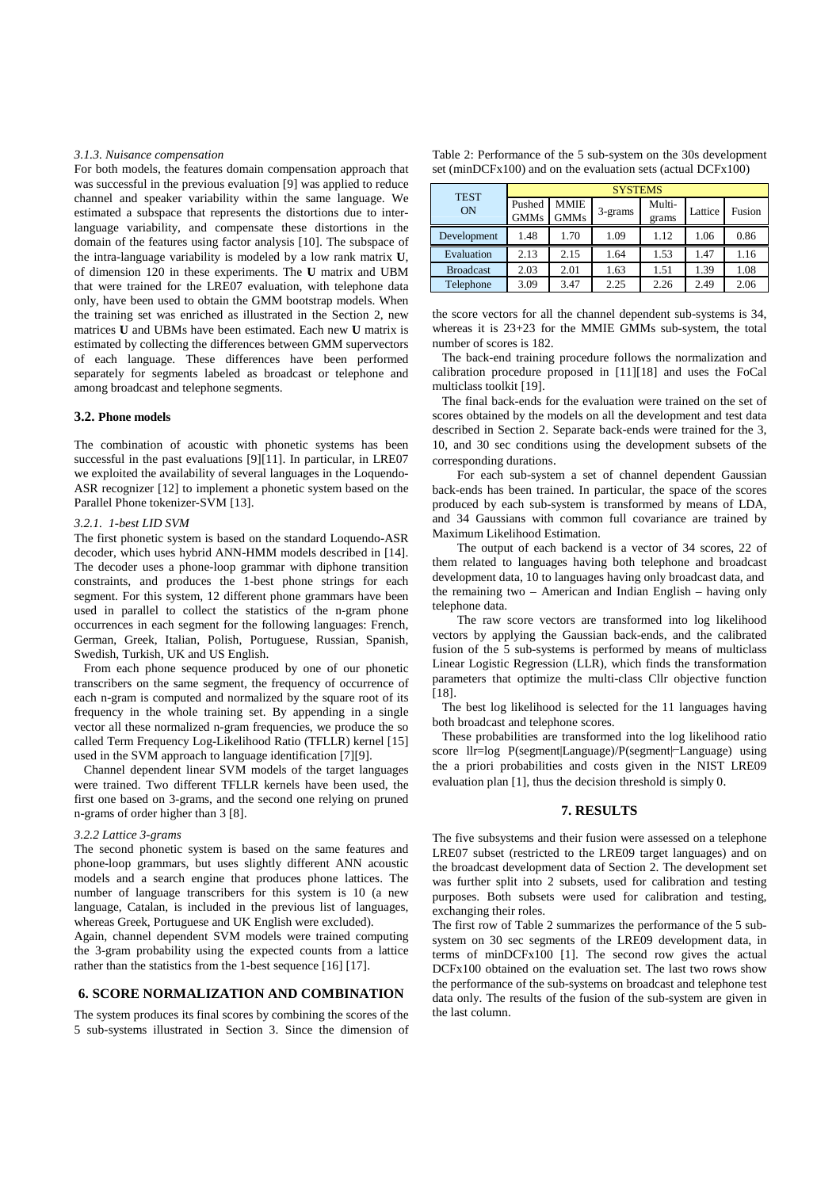#### 3.1.3. Nuisance compensation

For both models, the features domain compensation approach that was successful in the previous evaluation [9] was applied to reduce channel and speaker variability within the same language. We estimated a subspace that represents the distortions due to inter-language variability, and compensate these distortions in the domain of the features using factor analysis [10]. The subspace of the intra-language variability is modeled by a low rank matrix **U**, of dimension 120 in these experiments. The **U** matrix and UBM that were trained for the LRE07 evaluation, with telephone data only, have been used to obtain the GMM bootstrap models. When the training set was enriched as illustrated in the Section 2, new matrices **U** and UBMs have been estimated. Each new **U** matrix is estimated by collecting the differences between GMM supervectors of each language. These differences have been performed separately for segments labeled as broadcast or telephone and among broadcast and telephone segments.

### 3.2. Phone models

The combination of acoustic with phonetic systems has been successful in the past evaluations [9][11]. In particular, in LRE07 we exploited the availability of several languages in the Loquendo-ASR recognizer [12] to implement a phonetic system based on the Parallel Phone tokenizer-SVM [13].

#### 3.2.1. 1-best LID SVM

The first phonetic system is based on the standard Loquendo-ASR decoder, which uses hybrid ANN-HMM models described in [14]. The decoder uses a phone-loop grammar with diphone transition constraints, and produces the 1-best phone strings for each segment. For this system, 12 different phone grammars have been used in parallel to collect the statistics of the n-gram phone occurrences in each segment for the following languages: French, German, Greek, Italian, Polish, Portuguese, Russian, Spanish, Swedish, Turkish, UK and US English.

From each phone sequence produced by one of our phonetic transcribers on the same segment, the frequency of occurrence of each n-gram is computed and normalized by the square root of its frequency in the whole training set. By appending in a single vector all these normalized n-gram frequencies, we produce the so called Term Frequency Log-Likelihood Ratio (TFLLR) kernel [15] used in the SVM approach to language identification [7][9].

Channel dependent linear SVM models of the target languages were trained. Two different TFLLR kernels have been used, the first one based on 3-grams, and the second one relying on pruned n-grams of order higher than 3 [8].

#### 3.2.2 Lattice 3-grams

The second phonetic system is based on the same features and phone-loop grammars, but uses slightly different ANN acoustic models and a search engine that produces phone lattices. The number of language transcribers for this system is 10 (a new language, Catalan, is included in the previous list of languages, whereas Greek, Portuguese and UK English were excluded).

Again, channel dependent SVM models were trained computing the 3-gram probability using the expected counts from a lattice rather than the statistics from the 1-best sequence [16] [17].

## 6. SCORE NORMALIZATION AND COMBINATION

The system produces its final scores by combining the scores of the 5 sub-systems illustrated in Section 3. Since the dimension of the score vectors for all the channel dependent sub-systems is 34, whereas it is 23+23 for the MMIE GMMs sub-system, the total number of scores is 182.

The back-end training procedure follows the normalization and calibration procedure proposed in [11][18] and uses the FoCal multiclass toolkit [19].

The final back-ends for the evaluation were trained on the set of scores obtained by the models on all the development and test data described in Section 2. Separate back-ends were trained for the 3, 10, and 30 sec conditions using the development subsets of the corresponding durations.

For each sub-system a set of channel dependent Gaussian back-ends has been trained. In particular, the space of the scores produced by each sub-system is transformed by means of LDA, and 34 Gaussians with common full covariance are trained by Maximum Likelihood Estimation.

The output of each backend is a vector of 34 scores, 22 of them related to languages having both telephone and broadcast development data, 10 to languages having only broadcast data, and the remaining two – American and Indian English – having only telephone data.

The raw score vectors are transformed into log likelihood vectors by applying the Gaussian back-ends, and the calibrated fusion of the 5 sub-systems is performed by means of multiclass Linear Logistic Regression (LLR), which finds the transformation parameters that optimize the multi-class Cllr objective function [18].

The best log likelihood is selected for the 11 languages having both broadcast and telephone scores.

These probabilities are transformed into the log likelihood ratio score llr=log P(segment|Language)/P(segment|¬Language) using the a priori probabilities and costs given in the NIST LRE09 evaluation plan [1], thus the decision threshold is simply 0.

Table 2: Performance of the 5 sub-system on the 30s development set (minDCFx100) and on the evaluation sets (actual DCFx100)

| TEST ON | SYSTEMS | | | | | |
|---|---|---|---|---|---|---|
| | Pushed GMMs | MMIE GMMs | 3-grams | Multi-grams | Lattice | Fusion |
| Development | 1.48 | 1.70 | 1.09 | 1.12 | 1.06 | 0.86 |
| Evaluation | 2.13 | 2.15 | 1.64 | 1.53 | 1.47 | 1.16 |
| Broadcast | 2.03 | 2.01 | 1.63 | 1.51 | 1.39 | 1.08 |
| Telephone | 3.09 | 3.47 | 2.25 | 2.26 | 2.49 | 2.06 |

## 7. RESULTS

The five subsystems and their fusion were assessed on a telephone LRE07 subset (restricted to the LRE09 target languages) and on the broadcast development data of Section 2. The development set was further split into 2 subsets, used for calibration and testing purposes. Both subsets were used for calibration and testing, exchanging their roles.

The first row of Table 2 summarizes the performance of the 5 sub-system on 30 sec segments of the LRE09 development data, in terms of minDCFx100 [1]. The second row gives the actual DCFx100 obtained on the evaluation set. The last two rows show the performance of the sub-systems on broadcast and telephone test data only. The results of the fusion of the sub-system are given in the last column.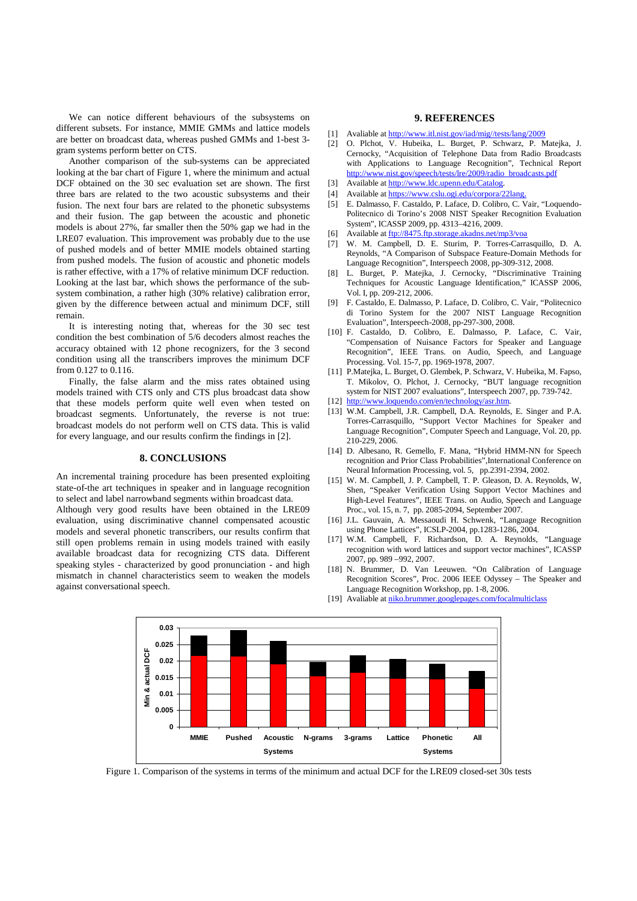We can notice different behaviours of the subsystems on different subsets. For instance, MMIE GMMs and lattice models are better on broadcast data, whereas pushed GMMs and 1-best 3-gram systems perform better on CTS.

Another comparison of the sub-systems can be appreciated looking at the bar chart of Figure 1, where the minimum and actual DCF obtained on the 30 sec evaluation set are shown. The first three bars are related to the two acoustic subsystems and their fusion. The next four bars are related to the phonetic subsystems and their fusion. The gap between the acoustic and phonetic models is about 27%, far smaller then the 50% gap we had in the LRE07 evaluation. This improvement was probably due to the use of pushed models and of better MMIE models obtained starting from pushed models. The fusion of acoustic and phonetic models is rather effective, with a 17% of relative minimum DCF reduction. Looking at the last bar, which shows the performance of the sub-system combination, a rather high (30% relative) calibration error, given by the difference between actual and minimum DCF, still remain.

It is interesting noting that, whereas for the 30 sec test condition the best combination of 5/6 decoders almost reaches the accuracy obtained with 12 phone recognizers, for the 3 second condition using all the transcribers improves the minimum DCF from 0.127 to 0.116.

Finally, the false alarm and the miss rates obtained using models trained with CTS only and CTS plus broadcast data show that these models perform quite well even when tested on broadcast segments. Unfortunately, the reverse is not true: broadcast models do not perform well on CTS data. This is valid for every language, and our results confirm the findings in [2].

## 8. CONCLUSIONS

An incremental training procedure has been presented exploiting state-of-the art techniques in speaker and in language recognition to select and label narrowband segments within broadcast data.

Although very good results have been obtained in the LRE09 evaluation, using discriminative channel compensated acoustic models and several phonetic transcribers, our results confirm that still open problems remain in using models trained with easily available broadcast data for recognizing CTS data. Different speaking styles - characterized by good pronunciation - and high mismatch in channel characteristics seem to weaken the models against conversational speech.

## 9. REFERENCES

[1] Avaliable at http://www.itl.nist.gov/iad/mig//tests/lang/2009

[2] O. Plchot, V. Hubeika, L. Burget, P. Schwarz, P. Matejka, J. Cernocky, "Acquisition of Telephone Data from Radio Broadcasts with Applications to Language Recognition", Technical Report http://www.nist.gov/speech/tests/lre/2009/radio_broadcasts.pdf

[3] Available at http://www.ldc.upenn.edu/Catalog.

[4] Available at https://www.cslu.ogi.edu/corpora/22lang.

[5] E. Dalmasso, F. Castaldo, P. Laface, D. Colibro, C. Vair, "Loquendo-Politecnico di Torino's 2008 NIST Speaker Recognition Evaluation System", ICASSP 2009, pp. 4313–4216, 2009.

[6] Available at ftp://8475.ftp.storage.akadns.net/mp3/voa

[7] W. M. Campbell, D. E. Sturim, P. Torres-Carrasquillo, D. A. Reynolds, "A Comparison of Subspace Feature-Domain Methods for Language Recognition", Interspeech 2008, pp-309-312, 2008.

[8] L. Burget, P. Matejka, J. Cernocky, "Discriminative Training Techniques for Acoustic Language Identification," ICASSP 2006, Vol. I, pp. 209-212, 2006.

[9] F. Castaldo, E. Dalmasso, P. Laface, D. Colibro, C. Vair, "Politecnico di Torino System for the 2007 NIST Language Recognition Evaluation", Interspeech-2008, pp-297-300, 2008.

[10] F. Castaldo, D. Colibro, E. Dalmasso, P. Laface, C. Vair, "Compensation of Nuisance Factors for Speaker and Language Recognition", IEEE Trans. on Audio, Speech, and Language Processing. Vol. 15-7, pp. 1969-1978, 2007.

[11] P.Matejka, L. Burget, O. Glembek, P. Schwarz, V. Hubeika, M. Fapso, T. Mikolov, O. Plchot, J. Cernocky, "BUT language recognition system for NIST 2007 evaluations", Interspeech 2007, pp. 739-742.

[12] http://www.loquendo.com/en/technology/asr.htm.

[13] W.M. Campbell, J.R. Campbell, D.A. Reynolds, E. Singer and P.A. Torres-Carrasquillo, "Support Vector Machines for Speaker and Language Recognition", Computer Speech and Language, Vol. 20, pp. 210-229, 2006.

[14] D. Albesano, R. Gemello, F. Mana, "Hybrid HMM-NN for Speech recognition and Prior Class Probabilities",International Conference on Neural Information Processing, vol. 5, pp.2391-2394, 2002.

[15] W. M. Campbell, J. P. Campbell, T. P. Gleason, D. A. Reynolds, W, Shen, "Speaker Verification Using Support Vector Machines and High-Level Features", IEEE Trans. on Audio, Speech and Language Proc., vol. 15, n. 7, pp. 2085-2094, September 2007.

[16] J.L. Gauvain, A. Messaoudi H. Schwenk, "Language Recognition using Phone Lattices", ICSLP-2004, pp.1283-1286, 2004.

[17] W.M. Campbell, F. Richardson, D. A. Reynolds, "Language recognition with word lattices and support vector machines", ICASSP 2007, pp. 989 –992, 2007.

[18] N. Brummer, D. Van Leeuwen. "On Calibration of Language Recognition Scores", Proc. 2006 IEEE Odyssey – The Speaker and Language Recognition Workshop, pp. 1-8, 2006.

[19] Avaliable at niko.brummer.googlepages.com/focalmulticlass

Min & actual DCF
0.03
0.025
0.02
0.015
0.01
0.005
0
MMIE
Pushed
Acoustic
N-grams
3-grams
Lattice
Phonetic
All
Systems
Systems

Figure 1. Comparison of the systems in terms of the minimum and actual DCF for the LRE09 closed-set 30s tests